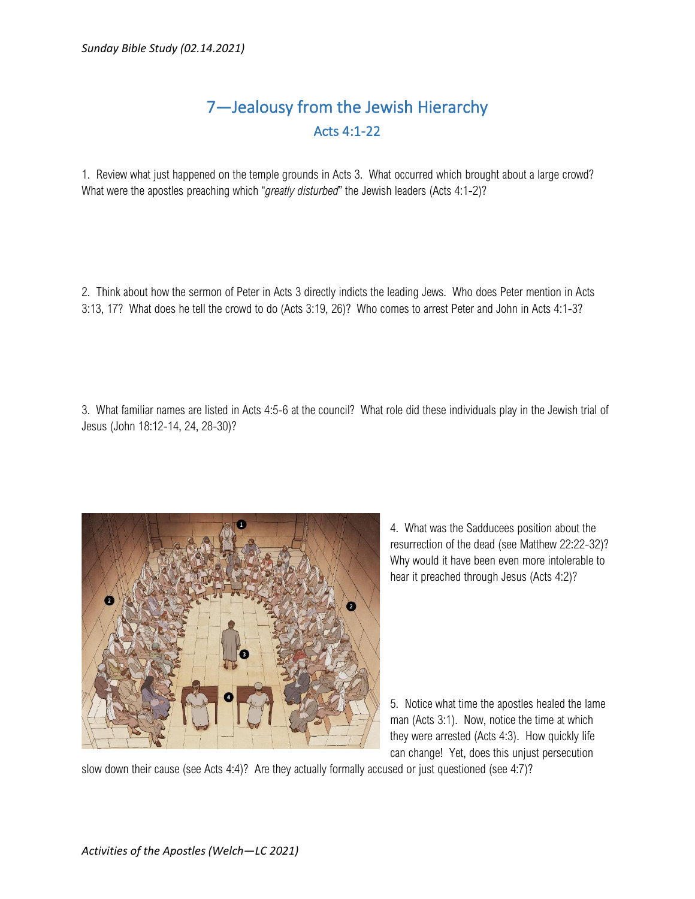# 7—Jealousy from the Jewish Hierarchy

## Acts 4:1-22

1. Review what just happened on the temple grounds in Acts 3. What occurred which brought about a large crowd? What were the apostles preaching which "*greatly disturbed*" the Jewish leaders (Acts 4:1-2)?

2. Think about how the sermon of Peter in Acts 3 directly indicts the leading Jews. Who does Peter mention in Acts 3:13, 17? What does he tell the crowd to do (Acts 3:19, 26)? Who comes to arrest Peter and John in Acts 4:1-3?

3. What familiar names are listed in Acts 4:5-6 at the council? What role did these individuals play in the Jewish trial of Jesus (John 18:12-14, 24, 28-30)?

4. What was the Sadducees position about the resurrection of the dead (see Matthew 22:22-32)? Why would it have been even more intolerable to hear it preached through Jesus (Acts 4:2)?

5. Notice what time the apostles healed the lame man (Acts 3:1). Now, notice the time at which they were arrested (Acts 4:3). How quickly life can change! Yet, does this unjust persecution slow down their cause (see Acts 4:4)? Are they actually formally accused or just questioned (see 4:7)?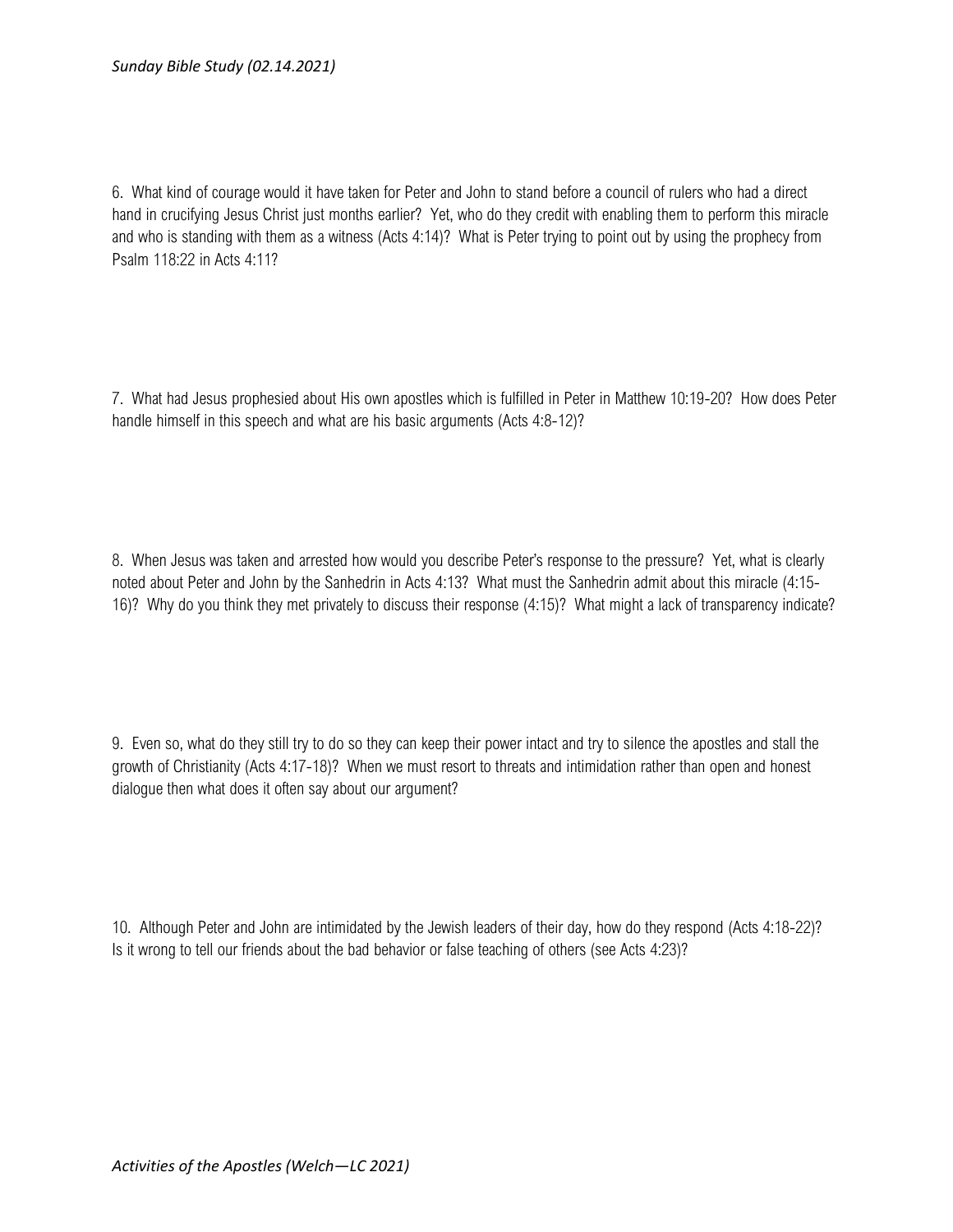6. What kind of courage would it have taken for Peter and John to stand before a council of rulers who had a direct hand in crucifying Jesus Christ just months earlier? Yet, who do they credit with enabling them to perform this miracle and who is standing with them as a witness (Acts 4:14)? What is Peter trying to point out by using the prophecy from Psalm 118:22 in Acts 4:11?

7. What had Jesus prophesied about His own apostles which is fulfilled in Peter in Matthew 10:19-20? How does Peter handle himself in this speech and what are his basic arguments (Acts 4:8-12)?

8. When Jesus was taken and arrested how would you describe Peter's response to the pressure? Yet, what is clearly noted about Peter and John by the Sanhedrin in Acts 4:13? What must the Sanhedrin admit about this miracle (4:15-16)? Why do you think they met privately to discuss their response (4:15)? What might a lack of transparency indicate?

9. Even so, what do they still try to do so they can keep their power intact and try to silence the apostles and stall the growth of Christianity (Acts 4:17-18)? When we must resort to threats and intimidation rather than open and honest dialogue then what does it often say about our argument?

10. Although Peter and John are intimidated by the Jewish leaders of their day, how do they respond (Acts 4:18-22)? Is it wrong to tell our friends about the bad behavior or false teaching of others (see Acts 4:23)?